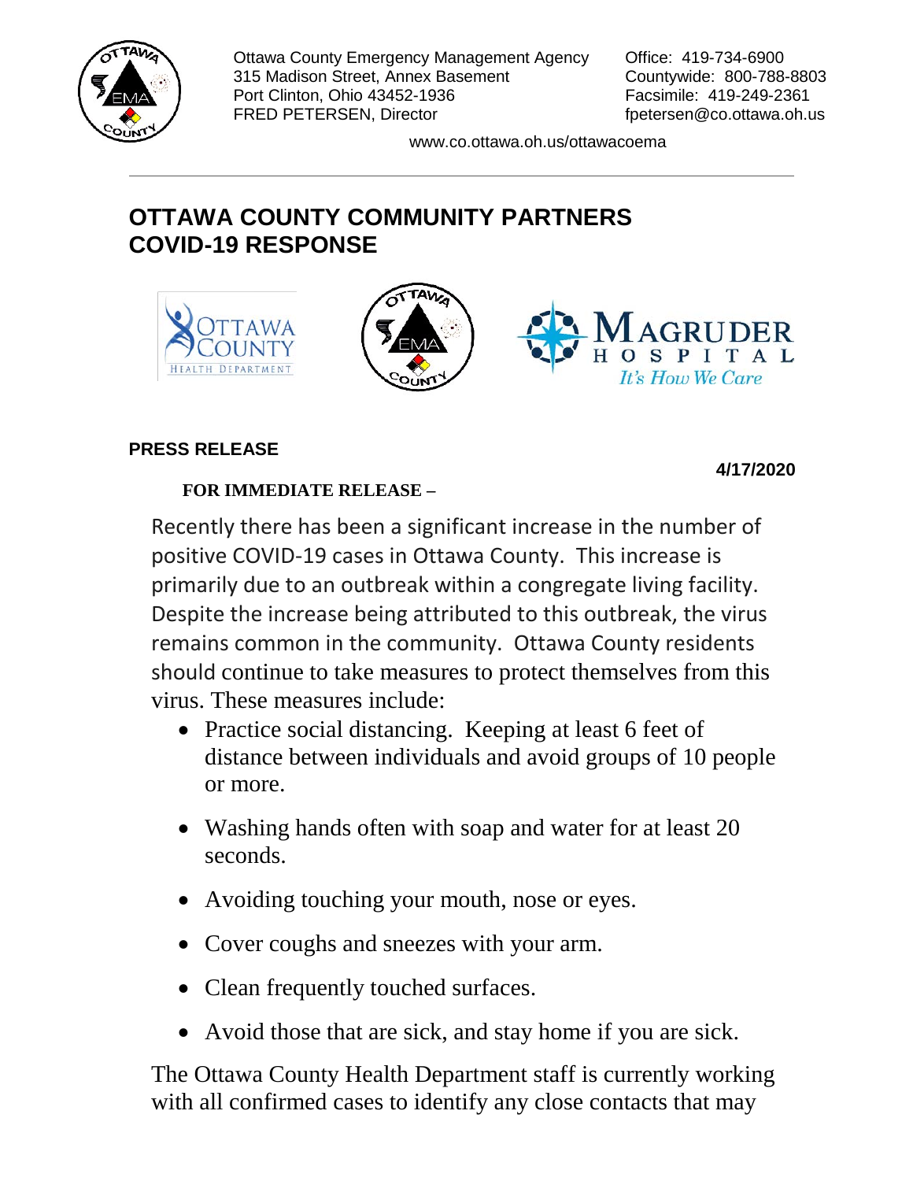Ottawa County Emergency Management Agency
315 Madison Street, Annex Basement
Port Clinton, Ohio 43452-1936
FRED PETERSEN, Director

Office: 419-734-6900
Countywide: 800-788-8803
Facsimile: 419-249-2361
fpetersen@co.ottawa.oh.us

www.co.ottawa.oh.us/ottawacoema

---

# OTTAWA COUNTY COMMUNITY PARTNERS COVID-19 RESPONSE

**PRESS RELEASE**

**4/17/2020**

**FOR IMMEDIATE RELEASE –**

Recently there has been a significant increase in the number of positive COVID-19 cases in Ottawa County. This increase is primarily due to an outbreak within a congregate living facility. Despite the increase being attributed to this outbreak, the virus remains common in the community. Ottawa County residents should continue to take measures to protect themselves from this virus. These measures include:

- Practice social distancing. Keeping at least 6 feet of distance between individuals and avoid groups of 10 people or more.
- Washing hands often with soap and water for at least 20 seconds.
- Avoiding touching your mouth, nose or eyes.
- Cover coughs and sneezes with your arm.
- Clean frequently touched surfaces.
- Avoid those that are sick, and stay home if you are sick.

The Ottawa County Health Department staff is currently working with all confirmed cases to identify any close contacts that may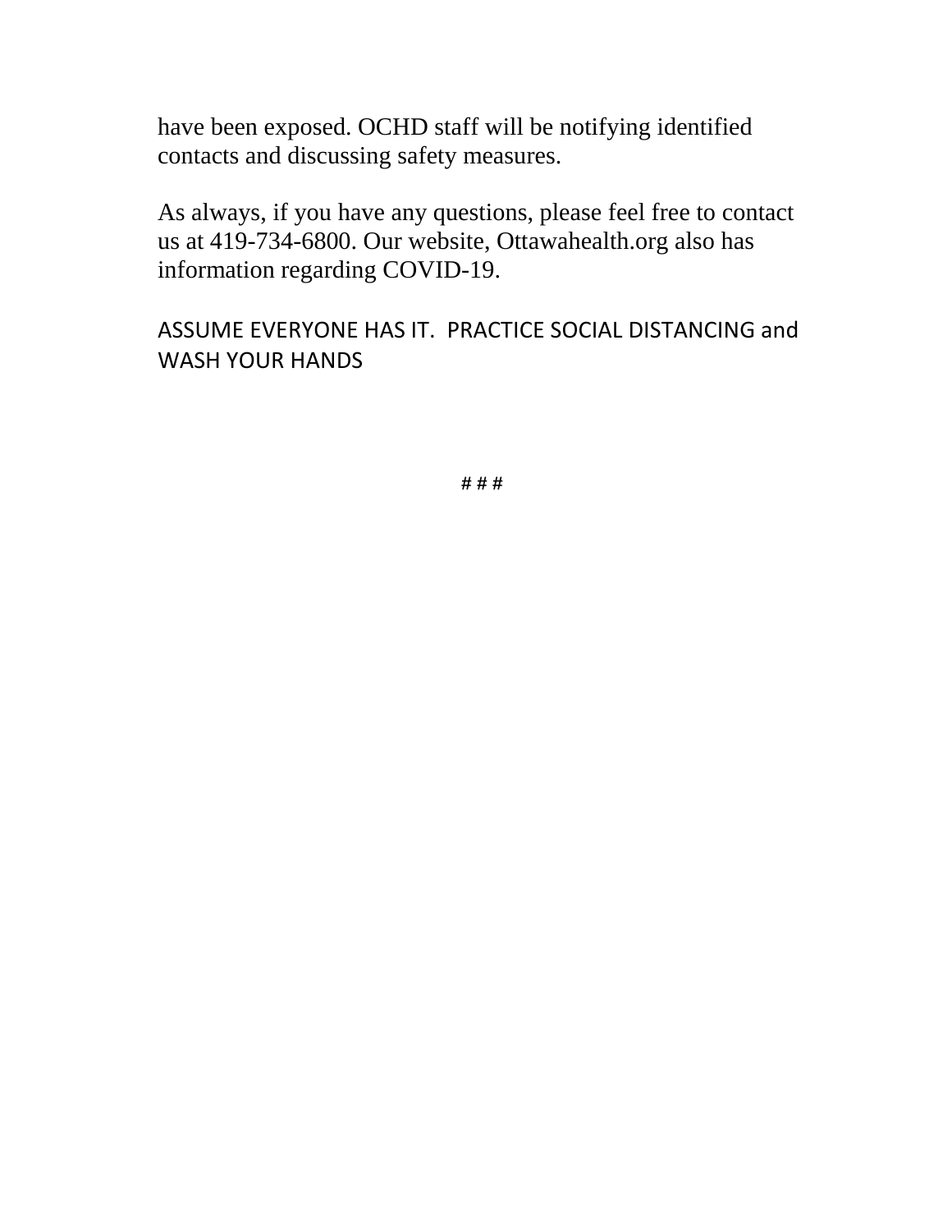have been exposed. OCHD staff will be notifying identified contacts and discussing safety measures.

As always, if you have any questions, please feel free to contact us at 419-734-6800. Our website, Ottawahealth.org also has information regarding COVID-19.

ASSUME EVERYONE HAS IT. PRACTICE SOCIAL DISTANCING and WASH YOUR HANDS

# # #